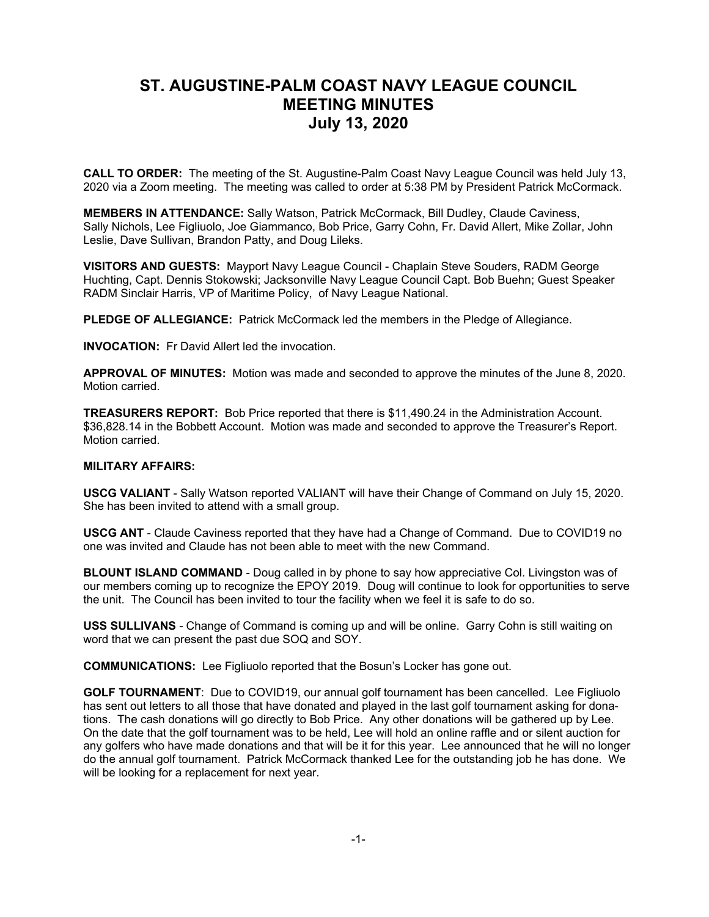# ST. AUGUSTINE-PALM COAST NAVY LEAGUE COUNCIL
# MEETING MINUTES
# July 13, 2020

**CALL TO ORDER:** The meeting of the St. Augustine-Palm Coast Navy League Council was held July 13, 2020 via a Zoom meeting. The meeting was called to order at 5:38 PM by President Patrick McCormack.

**MEMBERS IN ATTENDANCE:** Sally Watson, Patrick McCormack, Bill Dudley, Claude Caviness, Sally Nichols, Lee Figliuolo, Joe Giammanco, Bob Price, Garry Cohn, Fr. David Allert, Mike Zollar, John Leslie, Dave Sullivan, Brandon Patty, and Doug Lileks.

**VISITORS AND GUESTS:** Mayport Navy League Council - Chaplain Steve Souders, RADM George Huchting, Capt. Dennis Stokowski; Jacksonville Navy League Council Capt. Bob Buehn; Guest Speaker RADM Sinclair Harris, VP of Maritime Policy, of Navy League National.

**PLEDGE OF ALLEGIANCE:** Patrick McCormack led the members in the Pledge of Allegiance.

**INVOCATION:** Fr David Allert led the invocation.

**APPROVAL OF MINUTES:** Motion was made and seconded to approve the minutes of the June 8, 2020. Motion carried.

**TREASURERS REPORT:** Bob Price reported that there is $11,490.24 in the Administration Account. $36,828.14 in the Bobbett Account. Motion was made and seconded to approve the Treasurer's Report. Motion carried.

**MILITARY AFFAIRS:**

**USCG VALIANT** - Sally Watson reported VALIANT will have their Change of Command on July 15, 2020. She has been invited to attend with a small group.

**USCG ANT** - Claude Caviness reported that they have had a Change of Command. Due to COVID19 no one was invited and Claude has not been able to meet with the new Command.

**BLOUNT ISLAND COMMAND** - Doug called in by phone to say how appreciative Col. Livingston was of our members coming up to recognize the EPOY 2019. Doug will continue to look for opportunities to serve the unit. The Council has been invited to tour the facility when we feel it is safe to do so.

**USS SULLIVANS** - Change of Command is coming up and will be online. Garry Cohn is still waiting on word that we can present the past due SOQ and SOY.

**COMMUNICATIONS:** Lee Figliuolo reported that the Bosun's Locker has gone out.

**GOLF TOURNAMENT**: Due to COVID19, our annual golf tournament has been cancelled. Lee Figliuolo has sent out letters to all those that have donated and played in the last golf tournament asking for donations. The cash donations will go directly to Bob Price. Any other donations will be gathered up by Lee. On the date that the golf tournament was to be held, Lee will hold an online raffle and or silent auction for any golfers who have made donations and that will be it for this year. Lee announced that he will no longer do the annual golf tournament. Patrick McCormack thanked Lee for the outstanding job he has done. We will be looking for a replacement for next year.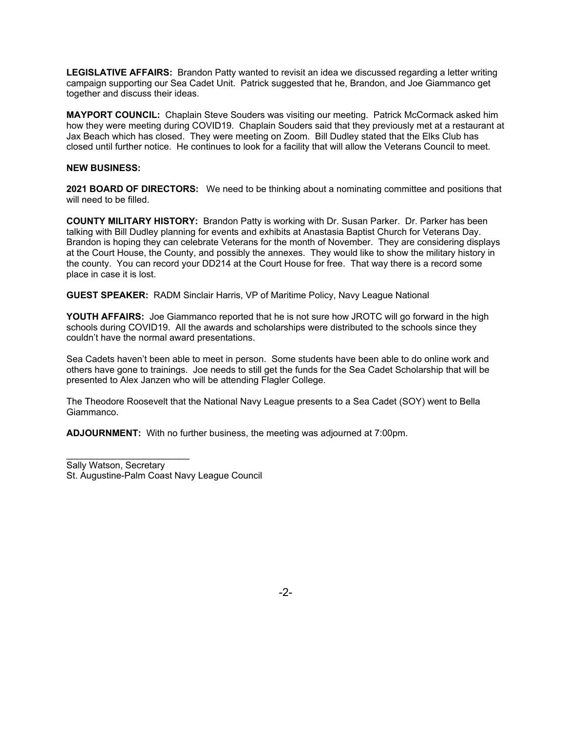**LEGISLATIVE AFFAIRS:** Brandon Patty wanted to revisit an idea we discussed regarding a letter writing campaign supporting our Sea Cadet Unit. Patrick suggested that he, Brandon, and Joe Giammanco get together and discuss their ideas.

**MAYPORT COUNCIL:** Chaplain Steve Souders was visiting our meeting. Patrick McCormack asked him how they were meeting during COVID19. Chaplain Souders said that they previously met at a restaurant at Jax Beach which has closed. They were meeting on Zoom. Bill Dudley stated that the Elks Club has closed until further notice. He continues to look for a facility that will allow the Veterans Council to meet.

**NEW BUSINESS:**

**2021 BOARD OF DIRECTORS:** We need to be thinking about a nominating committee and positions that will need to be filled.

**COUNTY MILITARY HISTORY:** Brandon Patty is working with Dr. Susan Parker. Dr. Parker has been talking with Bill Dudley planning for events and exhibits at Anastasia Baptist Church for Veterans Day. Brandon is hoping they can celebrate Veterans for the month of November. They are considering displays at the Court House, the County, and possibly the annexes. They would like to show the military history in the county. You can record your DD214 at the Court House for free. That way there is a record some place in case it is lost.

**GUEST SPEAKER:** RADM Sinclair Harris, VP of Maritime Policy, Navy League National

**YOUTH AFFAIRS:** Joe Giammanco reported that he is not sure how JROTC will go forward in the high schools during COVID19. All the awards and scholarships were distributed to the schools since they couldn't have the normal award presentations.

Sea Cadets haven't been able to meet in person. Some students have been able to do online work and others have gone to trainings. Joe needs to still get the funds for the Sea Cadet Scholarship that will be presented to Alex Janzen who will be attending Flagler College.

The Theodore Roosevelt that the National Navy League presents to a Sea Cadet (SOY) went to Bella Giammanco.

**ADJOURNMENT:** With no further business, the meeting was adjourned at 7:00pm.

\_\_\_\_\_\_\_\_\_\_\_\_\_\_\_\_\_\_\_\_\_\_\_\_\_

Sally Watson, Secretary
St. Augustine-Palm Coast Navy League Council